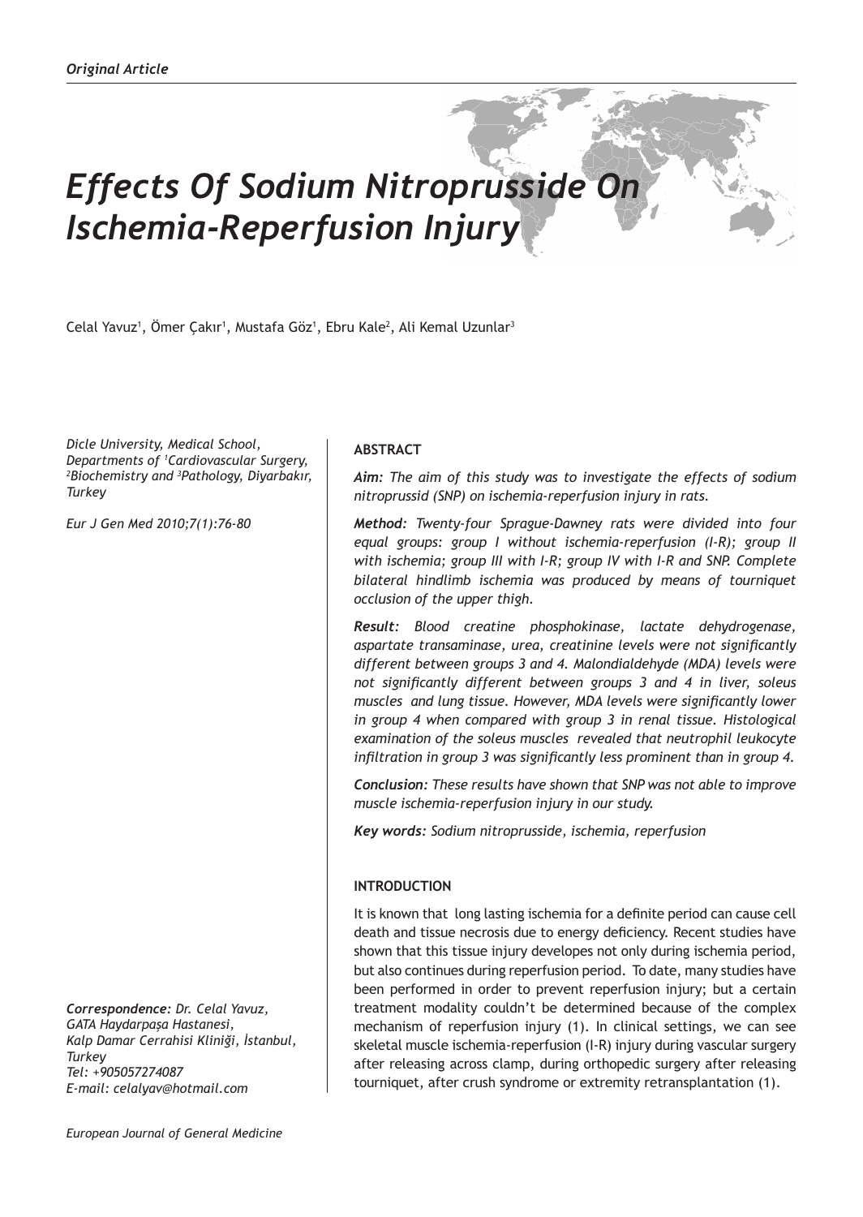*Original Article*

# *Effects Of Sodium Nitroprusside On Ischemia-Reperfusion Injury*

Celal Yavuz[1], Ömer Çakır[1], Mustafa Göz[1], Ebru Kale[2], Ali Kemal Uzunlar[3]

*Dicle University, Medical School, Departments of [1]Cardiovascular Surgery, [2]Biochemistry and [3]Pathology, Diyarbakır, Turkey*

*Eur J Gen Med 2010;7(1):76-80*

*Correspondence: Dr. Celal Yavuz, GATA Haydarpaşa Hastanesi, Kalp Damar Cerrahisi Kliniği, İstanbul, Turkey*
*Tel: +905057274087*
*E-mail: celalyav@hotmail.com*

## ABSTRACT

***Aim:*** *The aim of this study was to investigate the effects of sodium nitroprussid (SNP) on ischemia-reperfusion injury in rats.*

***Method:*** *Twenty-four Sprague-Dawney rats were divided into four equal groups: group I without ischemia-reperfusion (I-R); group II with ischemia; group III with I-R; group IV with I-R and SNP. Complete bilateral hindlimb ischemia was produced by means of tourniquet occlusion of the upper thigh.*

***Result:*** *Blood creatine phosphokinase, lactate dehydrogenase, aspartate transaminase, urea, creatinine levels were not significantly different between groups 3 and 4. Malondialdehyde (MDA) levels were not significantly different between groups 3 and 4 in liver, soleus muscles and lung tissue. However, MDA levels were significantly lower in group 4 when compared with group 3 in renal tissue. Histological examination of the soleus muscles revealed that neutrophil leukocyte infiltration in group 3 was significantly less prominent than in group 4.*

***Conclusion:*** *These results have shown that SNP was not able to improve muscle ischemia-reperfusion injury in our study.*

***Key words:*** *Sodium nitroprusside, ischemia, reperfusion*

## INTRODUCTION

It is known that long lasting ischemia for a definite period can cause cell death and tissue necrosis due to energy deficiency. Recent studies have shown that this tissue injury developes not only during ischemia period, but also continues during reperfusion period. To date, many studies have been performed in order to prevent reperfusion injury; but a certain treatment modality couldn't be determined because of the complex mechanism of reperfusion injury (1). In clinical settings, we can see skeletal muscle ischemia-reperfusion (I-R) injury during vascular surgery after releasing across clamp, during orthopedic surgery after releasing tourniquet, after crush syndrome or extremity retransplantation (1).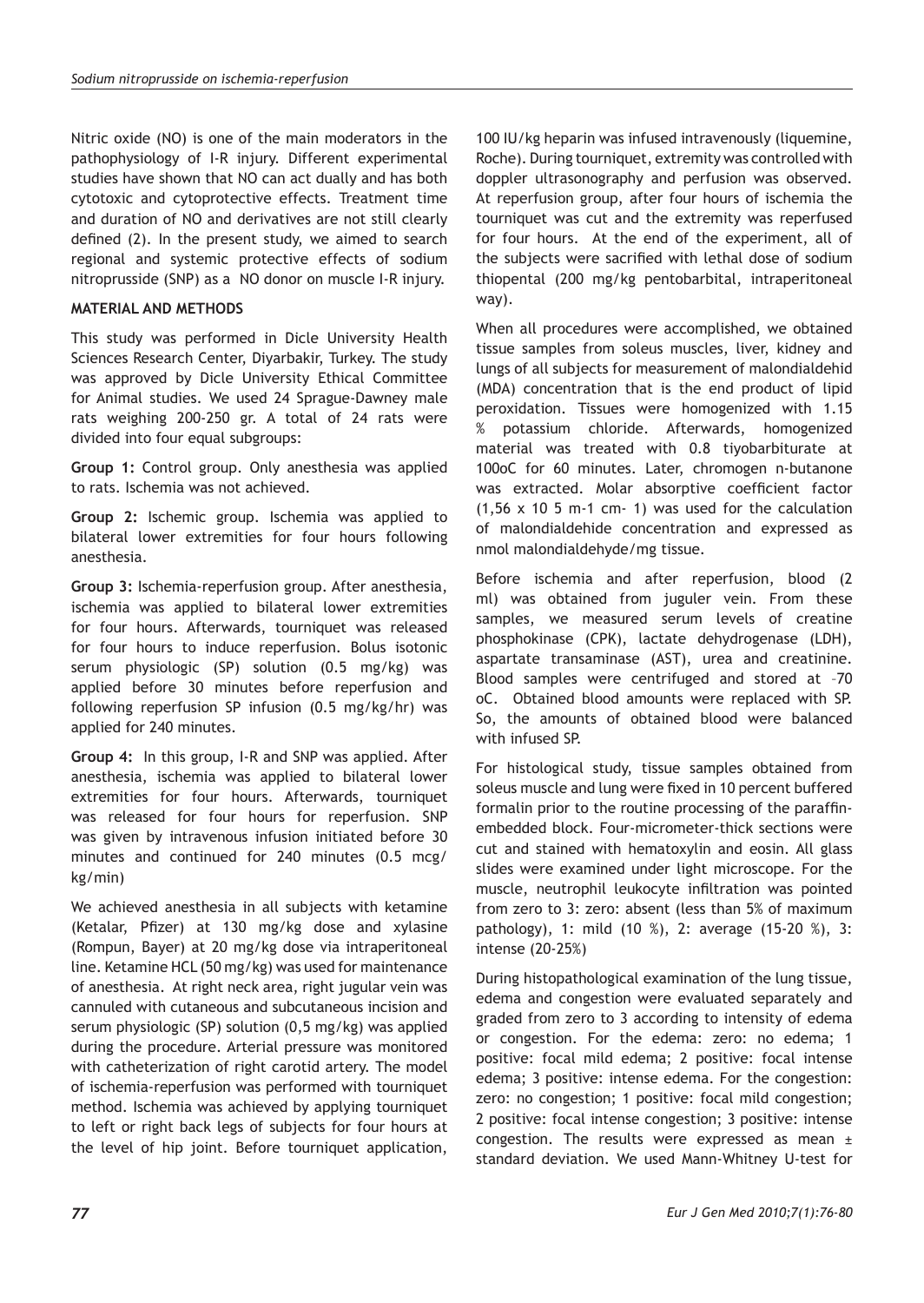Nitric oxide (NO) is one of the main moderators in the pathophysiology of I-R injury. Different experimental studies have shown that NO can act dually and has both cytotoxic and cytoprotective effects. Treatment time and duration of NO and derivatives are not still clearly defined (2). In the present study, we aimed to search regional and systemic protective effects of sodium nitroprusside (SNP) as a NO donor on muscle I-R injury.

## MATERIAL AND METHODS

This study was performed in Dicle University Health Sciences Research Center, Diyarbakir, Turkey. The study was approved by Dicle University Ethical Committee for Animal studies. We used 24 Sprague-Dawney male rats weighing 200-250 gr. A total of 24 rats were divided into four equal subgroups:

**Group 1:** Control group. Only anesthesia was applied to rats. Ischemia was not achieved.

**Group 2:** Ischemic group. Ischemia was applied to bilateral lower extremities for four hours following anesthesia.

**Group 3:** Ischemia-reperfusion group. After anesthesia, ischemia was applied to bilateral lower extremities for four hours. Afterwards, tourniquet was released for four hours to induce reperfusion. Bolus isotonic serum physiologic (SP) solution (0.5 mg/kg) was applied before 30 minutes before reperfusion and following reperfusion SP infusion (0.5 mg/kg/hr) was applied for 240 minutes.

**Group 4:** In this group, I-R and SNP was applied. After anesthesia, ischemia was applied to bilateral lower extremities for four hours. Afterwards, tourniquet was released for four hours for reperfusion. SNP was given by intravenous infusion initiated before 30 minutes and continued for 240 minutes (0.5 mcg/kg/min)

We achieved anesthesia in all subjects with ketamine (Ketalar, Pfizer) at 130 mg/kg dose and xylasine (Rompun, Bayer) at 20 mg/kg dose via intraperitoneal line. Ketamine HCL (50 mg/kg) was used for maintenance of anesthesia. At right neck area, right jugular vein was cannuled with cutaneous and subcutaneous incision and serum physiologic (SP) solution (0,5 mg/kg) was applied during the procedure. Arterial pressure was monitored with catheterization of right carotid artery. The model of ischemia-reperfusion was performed with tourniquet method. Ischemia was achieved by applying tourniquet to left or right back legs of subjects for four hours at the level of hip joint. Before tourniquet application, 100 IU/kg heparin was infused intravenously (liquemine, Roche). During tourniquet, extremity was controlled with doppler ultrasonography and perfusion was observed. At reperfusion group, after four hours of ischemia the tourniquet was cut and the extremity was reperfused for four hours. At the end of the experiment, all of the subjects were sacrified with lethal dose of sodium thiopental (200 mg/kg pentobarbital, intraperitoneal way).

When all procedures were accomplished, we obtained tissue samples from soleus muscles, liver, kidney and lungs of all subjects for measurement of malondialdehid (MDA) concentration that is the end product of lipid peroxidation. Tissues were homogenized with 1.15 % potassium chloride. Afterwards, homogenized material was treated with 0.8 tiyobarbiturate at 100oC for 60 minutes. Later, chromogen n-butanone was extracted. Molar absorptive coefficient factor (1,56 x 10 5 m-1 cm- 1) was used for the calculation of malondialdehide concentration and expressed as nmol malondialdehyde/mg tissue.

Before ischemia and after reperfusion, blood (2 ml) was obtained from juguler vein. From these samples, we measured serum levels of creatine phosphokinase (CPK), lactate dehydrogenase (LDH), aspartate transaminase (AST), urea and creatinine. Blood samples were centrifuged and stored at –70 oC. Obtained blood amounts were replaced with SP. So, the amounts of obtained blood were balanced with infused SP.

For histological study, tissue samples obtained from soleus muscle and lung were fixed in 10 percent buffered formalin prior to the routine processing of the paraffin-embedded block. Four-micrometer-thick sections were cut and stained with hematoxylin and eosin. All glass slides were examined under light microscope. For the muscle, neutrophil leukocyte infiltration was pointed from zero to 3: zero: absent (less than 5% of maximum pathology), 1: mild (10 %), 2: average (15-20 %), 3: intense (20-25%)

During histopathological examination of the lung tissue, edema and congestion were evaluated separately and graded from zero to 3 according to intensity of edema or congestion. For the edema: zero: no edema; 1 positive: focal mild edema; 2 positive: focal intense edema; 3 positive: intense edema. For the congestion: zero: no congestion; 1 positive: focal mild congestion; 2 positive: focal intense congestion; 3 positive: intense congestion. The results were expressed as mean ± standard deviation. We used Mann-Whitney U-test for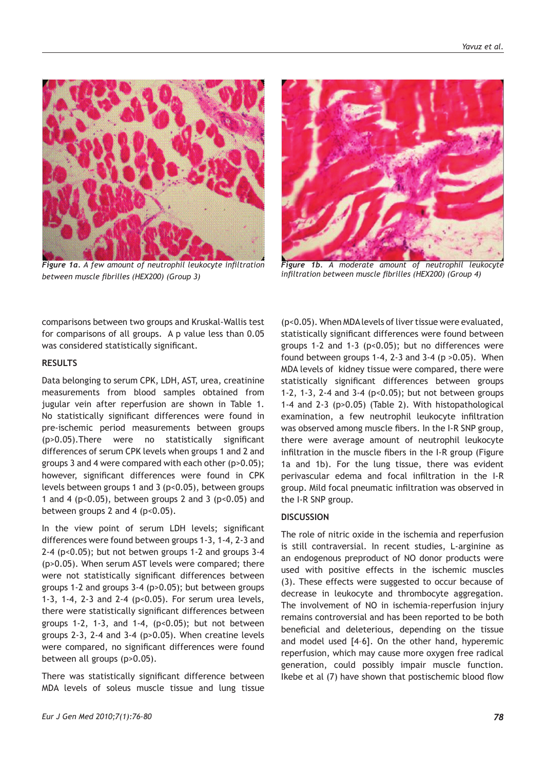*Figure 1a. A few amount of neutrophil leukocyte infiltration between muscle fibrilles (HEX200) (Group 3)*

*Figure 1b. A moderate amount of neutrophil leukocyte infiltration between muscle fibrilles (HEX200) (Group 4)*

comparisons between two groups and Kruskal-Wallis test for comparisons of all groups. A p value less than 0.05 was considered statistically significant.

## RESULTS

Data belonging to serum CPK, LDH, AST, urea, creatinine measurements from blood samples obtained from jugular vein after reperfusion are shown in Table 1. No statistically significant differences were found in pre-ischemic period measurements between groups ($p>0.05$).There were no statistically significant differences of serum CPK levels when groups 1 and 2 and groups 3 and 4 were compared with each other ($p>0.05$); however, significant differences were found in CPK levels between groups 1 and 3 ($p<0.05$), between groups 1 and 4 ($p<0.05$), between groups 2 and 3 ($p<0.05$) and between groups 2 and 4 ($p<0.05$).

In the view point of serum LDH levels; significant differences were found between groups 1-3, 1-4, 2-3 and 2-4 ($p<0.05$); but not betwen groups 1-2 and groups 3-4 ($p>0.05$). When serum AST levels were compared; there were not statistically significant differences between groups 1-2 and groups 3-4 ($p>0.05$); but between groups 1-3, 1-4, 2-3 and 2-4 ($p<0.05$). For serum urea levels, there were statistically significant differences between groups 1-2, 1-3, and 1-4, ($p<0.05$); but not between groups 2-3, 2-4 and 3-4 ($p>0.05$). When creatine levels were compared, no significant differences were found between all groups ($p>0.05$).

There was statistically significant difference between MDA levels of soleus muscle tissue and lung tissue ($p<0.05$). When MDA levels of liver tissue were evaluated, statistically significant differences were found between groups 1-2 and 1-3 ($p<0.05$); but no differences were found between groups 1-4, 2-3 and 3-4 ($p >0.05$). When MDA levels of kidney tissue were compared, there were statistically significant differences between groups 1-2, 1-3, 2-4 and 3-4 ($p<0.05$); but not between groups 1-4 and 2-3 ($p>0.05$) (Table 2). With histopathological examination, a few neutrophil leukocyte infiltration was observed among muscle fibers. In the I-R SNP group, there were average amount of neutrophil leukocyte infiltration in the muscle fibers in the I-R group (Figure 1a and 1b). For the lung tissue, there was evident perivascular edema and focal infiltration in the I-R group. Mild focal pneumatic infiltration was observed in the I-R SNP group.

## DISCUSSION

The role of nitric oxide in the ischemia and reperfusion is still contraversial. In recent studies, L-arginine as an endogenous preproduct of NO donor products were used with positive effects in the ischemic muscles (3). These effects were suggested to occur because of decrease in leukocyte and thrombocyte aggregation. The involvement of NO in ischemia-reperfusion injury remains controversial and has been reported to be both beneficial and deleterious, depending on the tissue and model used [4–6]. On the other hand, hyperemic reperfusion, which may cause more oxygen free radical generation, could possibly impair muscle function. Ikebe et al (7) have shown that postischemic blood flow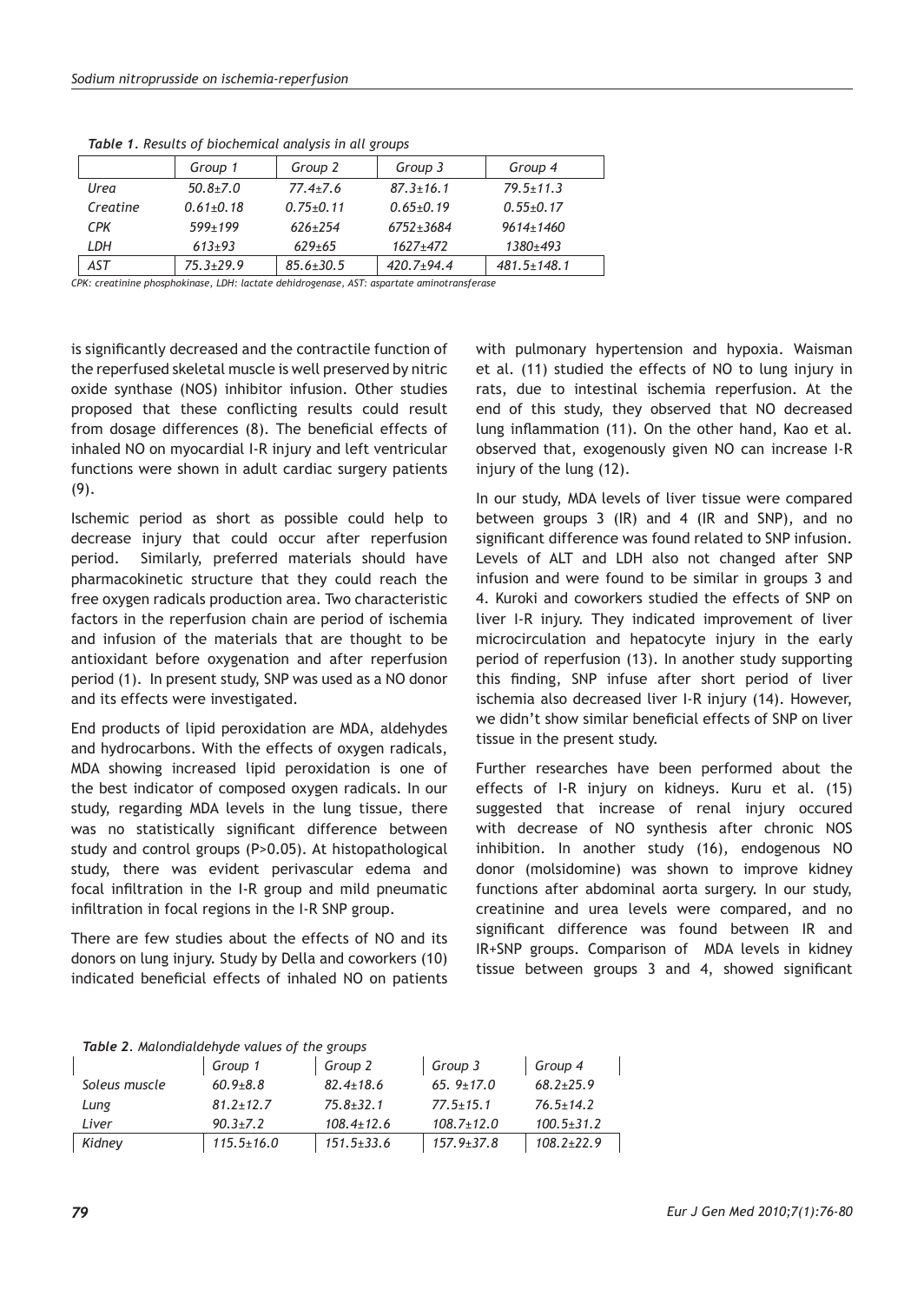*Table 1. Results of biochemical analysis in all groups*

| | Group 1 | Group 2 | Group 3 | Group 4 |
|---|---|---|---|---|
| Urea | 50.8±7.0 | 77.4±7.6 | 87.3±16.1 | 79.5±11.3 |
| Creatine | 0.61±0.18 | 0.75±0.11 | 0.65±0.19 | 0.55±0.17 |
| CPK | 599±199 | 626±254 | 6752±3684 | 9614±1460 |
| LDH | 613±93 | 629±65 | 1627±472 | 1380±493 |
| AST | 75.3±29.9 | 85.6±30.5 | 420.7±94.4 | 481.5±148.1 |

*CPK: creatinine phosphokinase, LDH: lactate dehidrogenase, AST: aspartate aminotransferase*

is significantly decreased and the contractile function of the reperfused skeletal muscle is well preserved by nitric oxide synthase (NOS) inhibitor infusion. Other studies proposed that these conflicting results could result from dosage differences (8). The beneficial effects of inhaled NO on myocardial I-R injury and left ventricular functions were shown in adult cardiac surgery patients (9).

Ischemic period as short as possible could help to decrease injury that could occur after reperfusion period. Similarly, preferred materials should have pharmacokinetic structure that they could reach the free oxygen radicals production area. Two characteristic factors in the reperfusion chain are period of ischemia and infusion of the materials that are thought to be antioxidant before oxygenation and after reperfusion period (1). In present study, SNP was used as a NO donor and its effects were investigated.

End products of lipid peroxidation are MDA, aldehydes and hydrocarbons. With the effects of oxygen radicals, MDA showing increased lipid peroxidation is one of the best indicator of composed oxygen radicals. In our study, regarding MDA levels in the lung tissue, there was no statistically significant difference between study and control groups (P>0.05). At histopathological study, there was evident perivascular edema and focal infiltration in the I-R group and mild pneumatic infiltration in focal regions in the I-R SNP group.

There are few studies about the effects of NO and its donors on lung injury. Study by Della and coworkers (10) indicated beneficial effects of inhaled NO on patients with pulmonary hypertension and hypoxia. Waisman et al. (11) studied the effects of NO to lung injury in rats, due to intestinal ischemia reperfusion. At the end of this study, they observed that NO decreased lung inflammation (11). On the other hand, Kao et al. observed that, exogenously given NO can increase I-R injury of the lung (12).

In our study, MDA levels of liver tissue were compared between groups 3 (IR) and 4 (IR and SNP), and no significant difference was found related to SNP infusion. Levels of ALT and LDH also not changed after SNP infusion and were found to be similar in groups 3 and 4. Kuroki and coworkers studied the effects of SNP on liver I-R injury. They indicated improvement of liver microcirculation and hepatocyte injury in the early period of reperfusion (13). In another study supporting this finding, SNP infuse after short period of liver ischemia also decreased liver I-R injury (14). However, we didn't show similar beneficial effects of SNP on liver tissue in the present study.

Further researches have been performed about the effects of I-R injury on kidneys. Kuru et al. (15) suggested that increase of renal injury occured with decrease of NO synthesis after chronic NOS inhibition. In another study (16), endogenous NO donor (molsidomine) was shown to improve kidney functions after abdominal aorta surgery. In our study, creatinine and urea levels were compared, and no significant difference was found between IR and IR+SNP groups. Comparison of MDA levels in kidney tissue between groups 3 and 4, showed significant

*Table 2. Malondialdehyde values of the groups*

| | Group 1 | Group 2 | Group 3 | Group 4 |
|---|---|---|---|---|
| Soleus muscle | 60.9±8.8 | 82.4±18.6 | 65. 9±17.0 | 68.2±25.9 |
| Lung | 81.2±12.7 | 75.8±32.1 | 77.5±15.1 | 76.5±14.2 |
| Liver | 90.3±7.2 | 108.4±12.6 | 108.7±12.0 | 100.5±31.2 |
| Kidney | 115.5±16.0 | 151.5±33.6 | 157.9±37.8 | 108.2±22.9 |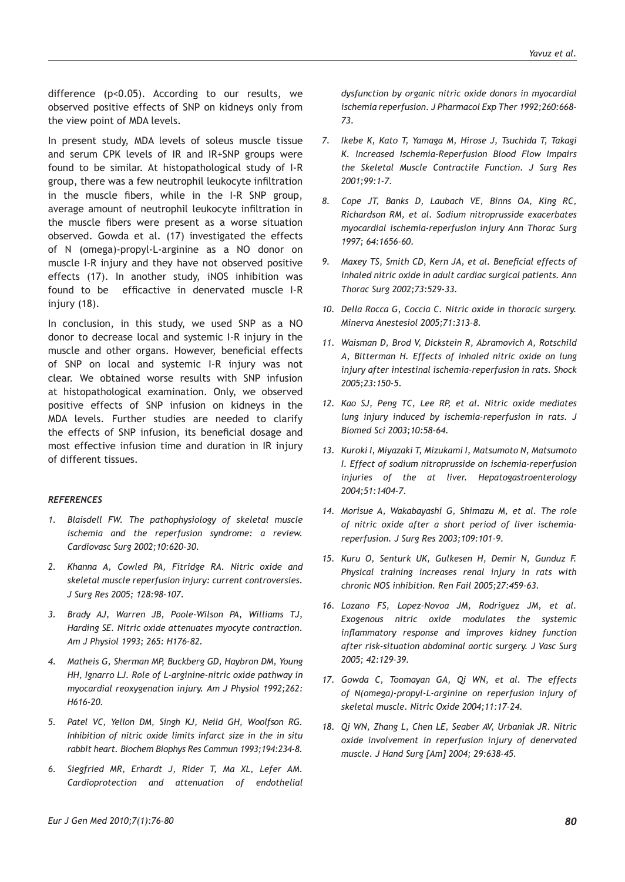difference ($p<0.05$). According to our results, we observed positive effects of SNP on kidneys only from the view point of MDA levels.

In present study, MDA levels of soleus muscle tissue and serum CPK levels of IR and IR+SNP groups were found to be similar. At histopathological study of I-R group, there was a few neutrophil leukocyte infiltration in the muscle fibers, while in the I-R SNP group, average amount of neutrophil leukocyte infiltration in the muscle fibers were present as a worse situation observed. Gowda et al. (17) investigated the effects of N (omega)-propyl-L-arginine as a NO donor on muscle I-R injury and they have not observed positive effects (17). In another study, iNOS inhibition was found to be efficactive in denervated muscle I-R injury (18).

In conclusion, in this study, we used SNP as a NO donor to decrease local and systemic I-R injury in the muscle and other organs. However, beneficial effects of SNP on local and systemic I-R injury was not clear. We obtained worse results with SNP infusion at histopathological examination. Only, we observed positive effects of SNP infusion on kidneys in the MDA levels. Further studies are needed to clarify the effects of SNP infusion, its beneficial dosage and most effective infusion time and duration in IR injury of different tissues.

### *REFERENCES*

1. *Blaisdell FW. The pathophysiology of skeletal muscle ischemia and the reperfusion syndrome: a review. Cardiovasc Surg 2002;10:620-30.*
2. *Khanna A, Cowled PA, Fitridge RA. Nitric oxide and skeletal muscle reperfusion injury: current controversies. J Surg Res 2005; 128:98-107.*
3. *Brady AJ, Warren JB, Poole-Wilson PA, Williams TJ, Harding SE. Nitric oxide attenuates myocyte contraction. Am J Physiol 1993; 265: H176-82.*
4. *Matheis G, Sherman MP, Buckberg GD, Haybron DM, Young HH, Ignarro LJ. Role of L-arginine-nitric oxide pathway in myocardial reoxygenation injury. Am J Physiol 1992;262: H616-20.*
5. *Patel VC, Yellon DM, Singh KJ, Neild GH, Woolfson RG. Inhibition of nitric oxide limits infarct size in the in situ rabbit heart. Biochem Biophys Res Commun 1993;194:234-8.*
6. *Siegfried MR, Erhardt J, Rider T, Ma XL, Lefer AM. Cardioprotection and attenuation of endothelial dysfunction by organic nitric oxide donors in myocardial ischemia reperfusion. J Pharmacol Exp Ther 1992;260:668-73.*
7. *Ikebe K, Kato T, Yamaga M, Hirose J, Tsuchida T, Takagi K. Increased Ischemia-Reperfusion Blood Flow Impairs the Skeletal Muscle Contractile Function. J Surg Res 2001;99:1-7.*
8. *Cope JT, Banks D, Laubach VE, Binns OA, King RC, Richardson RM, et al. Sodium nitroprusside exacerbates myocardial ischemia-reperfusion injury Ann Thorac Surg 1997; 64:1656-60.*
9. *Maxey TS, Smith CD, Kern JA, et al. Beneficial effects of inhaled nitric oxide in adult cardiac surgical patients. Ann Thorac Surg 2002;73:529-33.*
10. *Della Rocca G, Coccia C. Nitric oxide in thoracic surgery. Minerva Anestesiol 2005;71:313-8.*
11. *Waisman D, Brod V, Dickstein R, Abramovich A, Rotschild A, Bitterman H. Effects of inhaled nitric oxide on lung injury after intestinal ischemia-reperfusion in rats. Shock 2005;23:150-5.*
12. *Kao SJ, Peng TC, Lee RP, et al. Nitric oxide mediates lung injury induced by ischemia-reperfusion in rats. J Biomed Sci 2003;10:58-64.*
13. *Kuroki I, Miyazaki T, Mizukami I, Matsumoto N, Matsumoto I. Effect of sodium nitroprusside on ischemia-reperfusion injuries of the at liver. Hepatogastroenterology 2004;51:1404-7.*
14. *Morisue A, Wakabayashi G, Shimazu M, et al. The role of nitric oxide after a short period of liver ischemia-reperfusion. J Surg Res 2003;109:101-9.*
15. *Kuru O, Senturk UK, Gulkesen H, Demir N, Gunduz F. Physical training increases renal injury in rats with chronic NOS inhibition. Ren Fail 2005;27:459-63.*
16. *Lozano FS, Lopez-Novoa JM, Rodriguez JM, et al. Exogenous nitric oxide modulates the systemic inflammatory response and improves kidney function after risk-situation abdominal aortic surgery. J Vasc Surg 2005; 42:129-39.*
17. *Gowda C, Toomayan GA, Qi WN, et al. The effects of N(omega)-propyl-L-arginine on reperfusion injury of skeletal muscle. Nitric Oxide 2004;11:17-24.*
18. *Qi WN, Zhang L, Chen LE, Seaber AV, Urbaniak JR. Nitric oxide involvement in reperfusion injury of denervated muscle. J Hand Surg [Am] 2004; 29:638-45.*